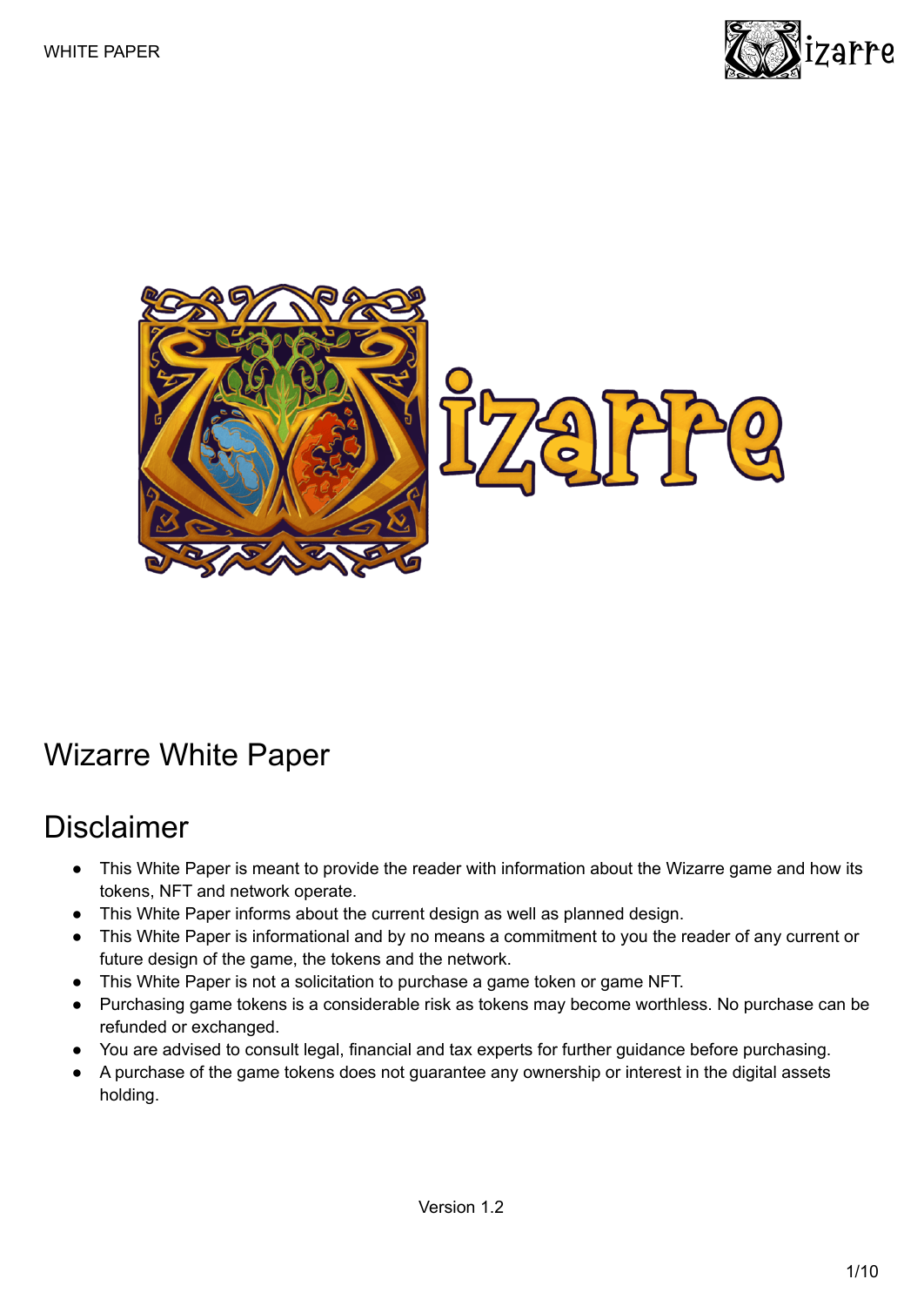# Wizarre White Paper

## Disclaimer

- This White Paper is meant to provide the reader with information about the Wizarre game and how its tokens, NFT and network operate.
- This White Paper informs about the current design as well as planned design.
- This White Paper is informational and by no means a commitment to you the reader of any current or future design of the game, the tokens and the network.
- This White Paper is not a solicitation to purchase a game token or game NFT.
- Purchasing game tokens is a considerable risk as tokens may become worthless. No purchase can be refunded or exchanged.
- You are advised to consult legal, financial and tax experts for further guidance before purchasing.
- A purchase of the game tokens does not guarantee any ownership or interest in the digital assets holding.

Version 1.2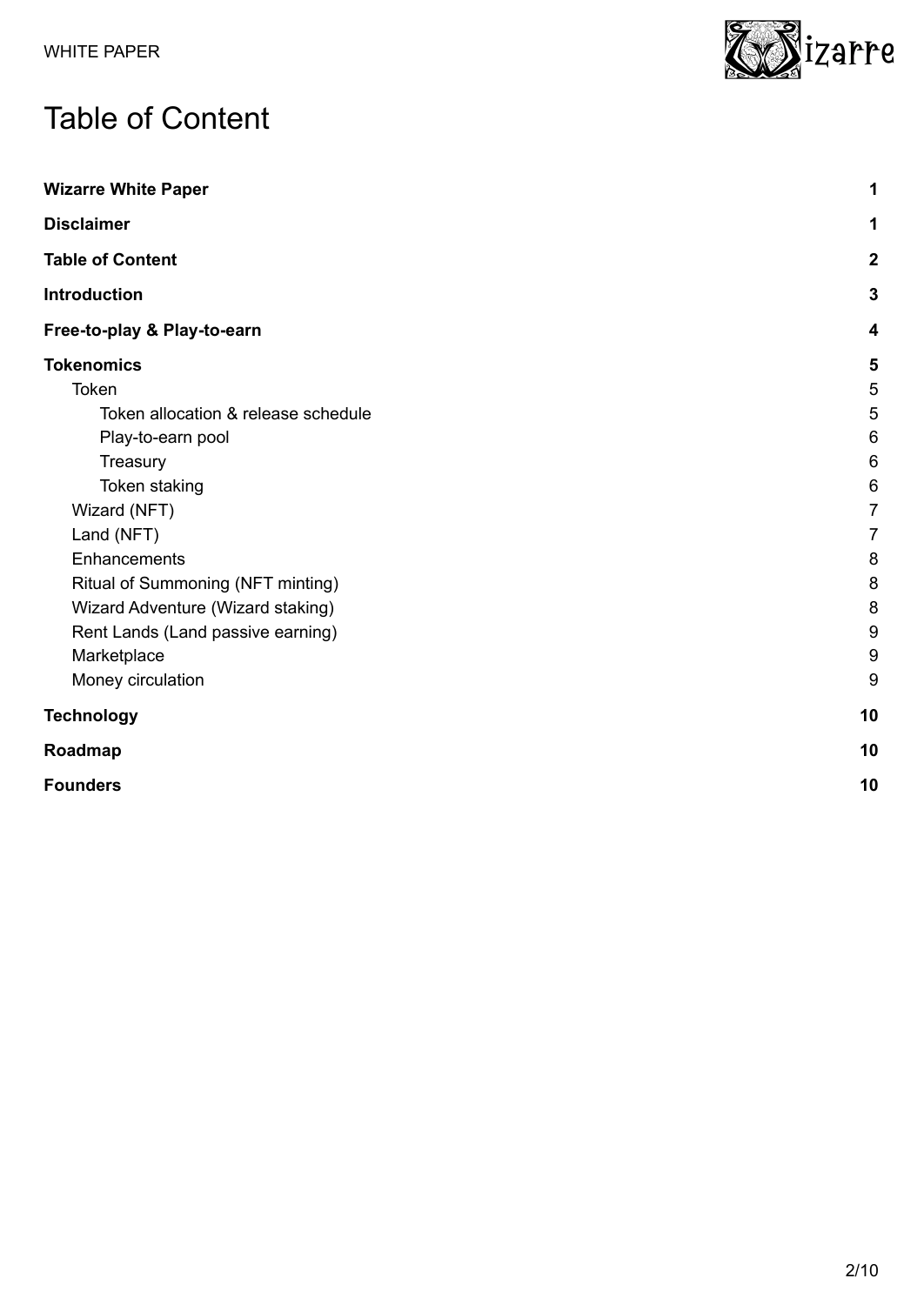# Table of Content

| | |
|---|---|
| **Wizarre White Paper** | **1** |
| **Disclaimer** | **1** |
| **Table of Content** | **2** |
| **Introduction** | **3** |
| **Free-to-play & Play-to-earn** | **4** |
| **Tokenomics** | **5** |
| Token | 5 |
| Token allocation & release schedule | 5 |
| Play-to-earn pool | 6 |
| Treasury | 6 |
| Token staking | 6 |
| Wizard (NFT) | 7 |
| Land (NFT) | 7 |
| Enhancements | 8 |
| Ritual of Summoning (NFT minting) | 8 |
| Wizard Adventure (Wizard staking) | 8 |
| Rent Lands (Land passive earning) | 9 |
| Marketplace | 9 |
| Money circulation | 9 |
| **Technology** | **10** |
| **Roadmap** | **10** |
| **Founders** | **10** |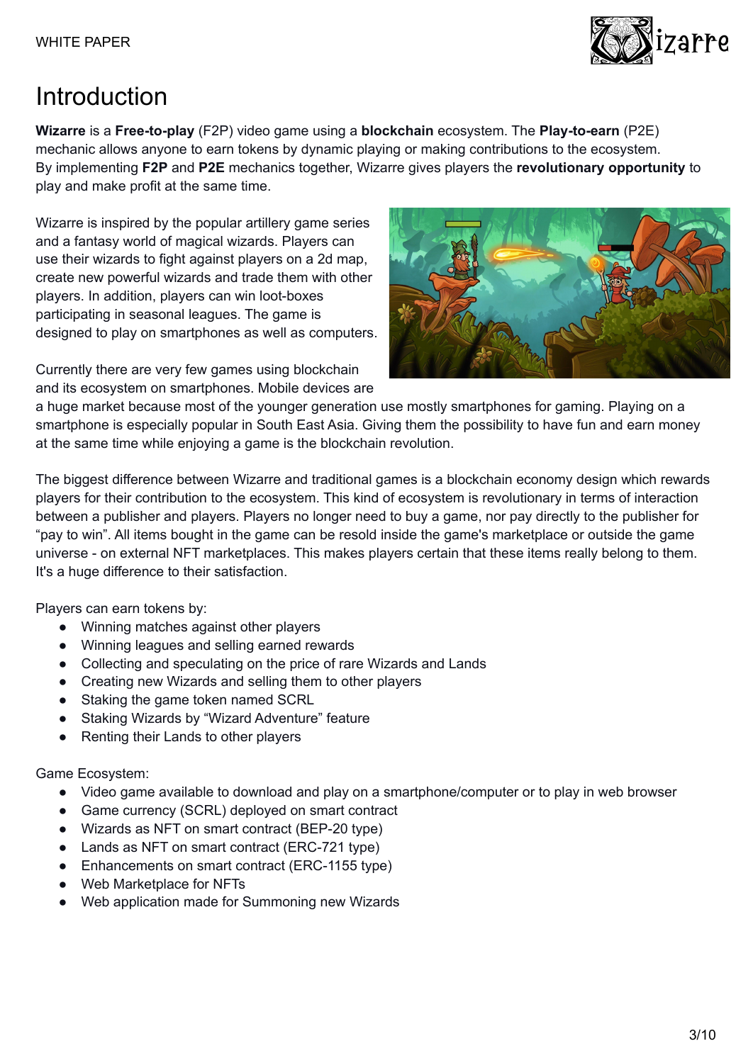# Introduction

**Wizarre** is a **Free-to-play** (F2P) video game using a **blockchain** ecosystem. The **Play-to-earn** (P2E) mechanic allows anyone to earn tokens by dynamic playing or making contributions to the ecosystem. By implementing **F2P** and **P2E** mechanics together, Wizarre gives players the **revolutionary opportunity** to play and make profit at the same time.

Wizarre is inspired by the popular artillery game series and a fantasy world of magical wizards. Players can use their wizards to fight against players on a 2d map, create new powerful wizards and trade them with other players. In addition, players can win loot-boxes participating in seasonal leagues. The game is designed to play on smartphones as well as computers.

Currently there are very few games using blockchain and its ecosystem on smartphones. Mobile devices are a huge market because most of the younger generation use mostly smartphones for gaming. Playing on a smartphone is especially popular in South East Asia. Giving them the possibility to have fun and earn money at the same time while enjoying a game is the blockchain revolution.

The biggest difference between Wizarre and traditional games is a blockchain economy design which rewards players for their contribution to the ecosystem. This kind of ecosystem is revolutionary in terms of interaction between a publisher and players. Players no longer need to buy a game, nor pay directly to the publisher for "pay to win". All items bought in the game can be resold inside the game's marketplace or outside the game universe - on external NFT marketplaces. This makes players certain that these items really belong to them. It's a huge difference to their satisfaction.

Players can earn tokens by:

- Winning matches against other players
- Winning leagues and selling earned rewards
- Collecting and speculating on the price of rare Wizards and Lands
- Creating new Wizards and selling them to other players
- Staking the game token named SCRL
- Staking Wizards by "Wizard Adventure" feature
- Renting their Lands to other players

Game Ecosystem:

- Video game available to download and play on a smartphone/computer or to play in web browser
- Game currency (SCRL) deployed on smart contract
- Wizards as NFT on smart contract (BEP-20 type)
- Lands as NFT on smart contract (ERC-721 type)
- Enhancements on smart contract (ERC-1155 type)
- Web Marketplace for NFTs
- Web application made for Summoning new Wizards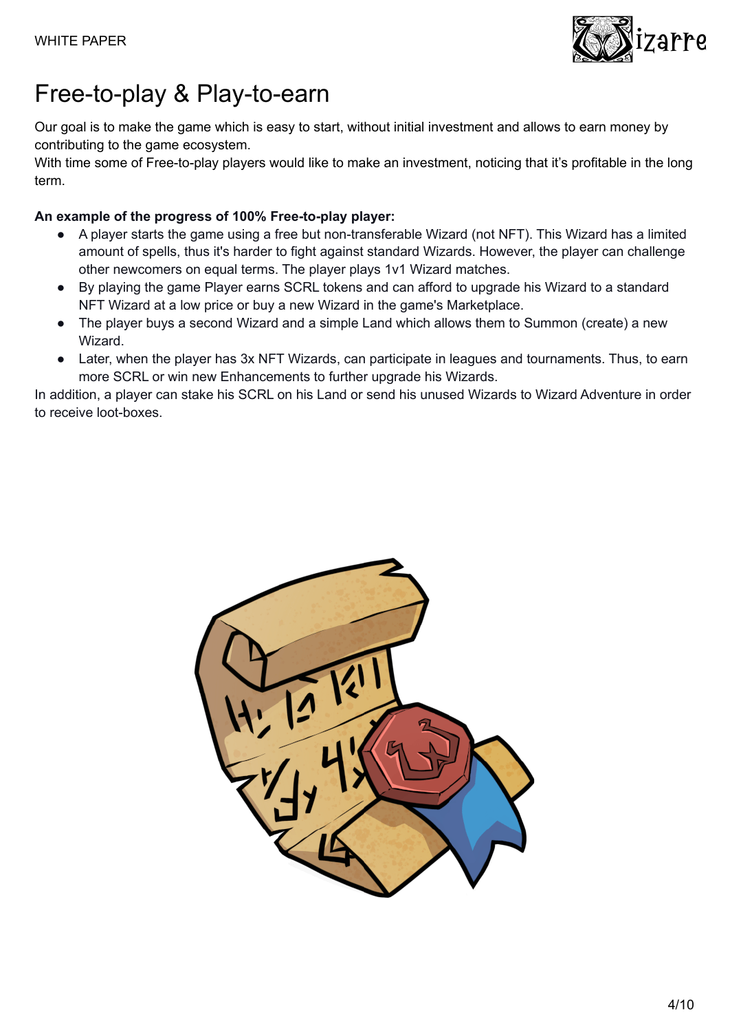# Free-to-play & Play-to-earn

Our goal is to make the game which is easy to start, without initial investment and allows to earn money by contributing to the game ecosystem.
With time some of Free-to-play players would like to make an investment, noticing that it's profitable in the long term.

**An example of the progress of 100% Free-to-play player:**

- A player starts the game using a free but non-transferable Wizard (not NFT). This Wizard has a limited amount of spells, thus it's harder to fight against standard Wizards. However, the player can challenge other newcomers on equal terms. The player plays 1v1 Wizard matches.
- By playing the game Player earns SCRL tokens and can afford to upgrade his Wizard to a standard NFT Wizard at a low price or buy a new Wizard in the game's Marketplace.
- The player buys a second Wizard and a simple Land which allows them to Summon (create) a new Wizard.
- Later, when the player has 3x NFT Wizards, can participate in leagues and tournaments. Thus, to earn more SCRL or win new Enhancements to further upgrade his Wizards.

In addition, a player can stake his SCRL on his Land or send his unused Wizards to Wizard Adventure in order to receive loot-boxes.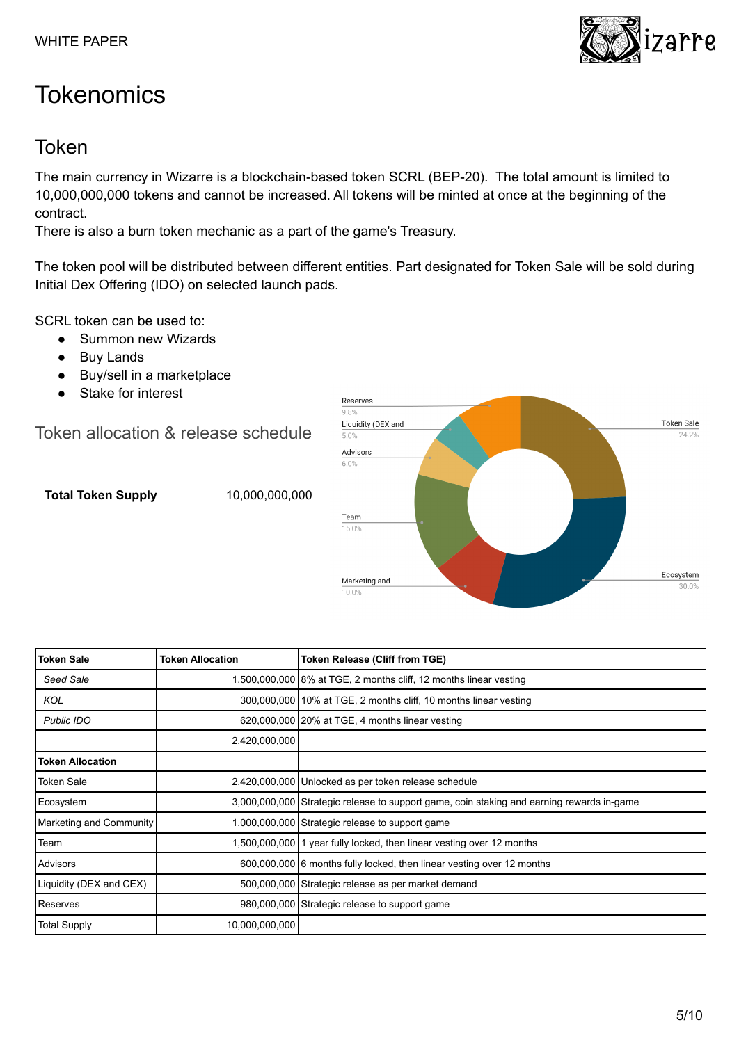# Tokenomics

## Token

The main currency in Wizarre is a blockchain-based token SCRL (BEP-20). The total amount is limited to 10,000,000,000 tokens and cannot be increased. All tokens will be minted at once at the beginning of the contract.
There is also a burn token mechanic as a part of the game's Treasury.

The token pool will be distributed between different entities. Part designated for Token Sale will be sold during Initial Dex Offering (IDO) on selected launch pads.

SCRL token can be used to:

- Summon new Wizards
- Buy Lands
- Buy/sell in a marketplace
- Stake for interest

### Token allocation & release schedule

**Total Token Supply** 10,000,000,000

Reserves 9.8%
Liquidity (DEX and 5.0%
Advisors 6.0%
Team 15.0%
Marketing and 10.0%
Token Sale 24.2%
Ecosystem 30.0%

| **Token Sale** | **Token Allocation** | **Token Release (Cliff from TGE)** |
|---|---|---|
| *Seed Sale* | 1,500,000,000 | 8% at TGE, 2 months cliff, 12 months linear vesting |
| *KOL* | 300,000,000 | 10% at TGE, 2 months cliff, 10 months linear vesting |
| *Public IDO* | 620,000,000 | 20% at TGE, 4 months linear vesting |
| | 2,420,000,000 | |
| **Token Allocation** | | |
| Token Sale | 2,420,000,000 | Unlocked as per token release schedule |
| Ecosystem | 3,000,000,000 | Strategic release to support game, coin staking and earning rewards in-game |
| Marketing and Community | 1,000,000,000 | Strategic release to support game |
| Team | 1,500,000,000 | 1 year fully locked, then linear vesting over 12 months |
| Advisors | 600,000,000 | 6 months fully locked, then linear vesting over 12 months |
| Liquidity (DEX and CEX) | 500,000,000 | Strategic release as per market demand |
| Reserves | 980,000,000 | Strategic release to support game |
| Total Supply | 10,000,000,000 | |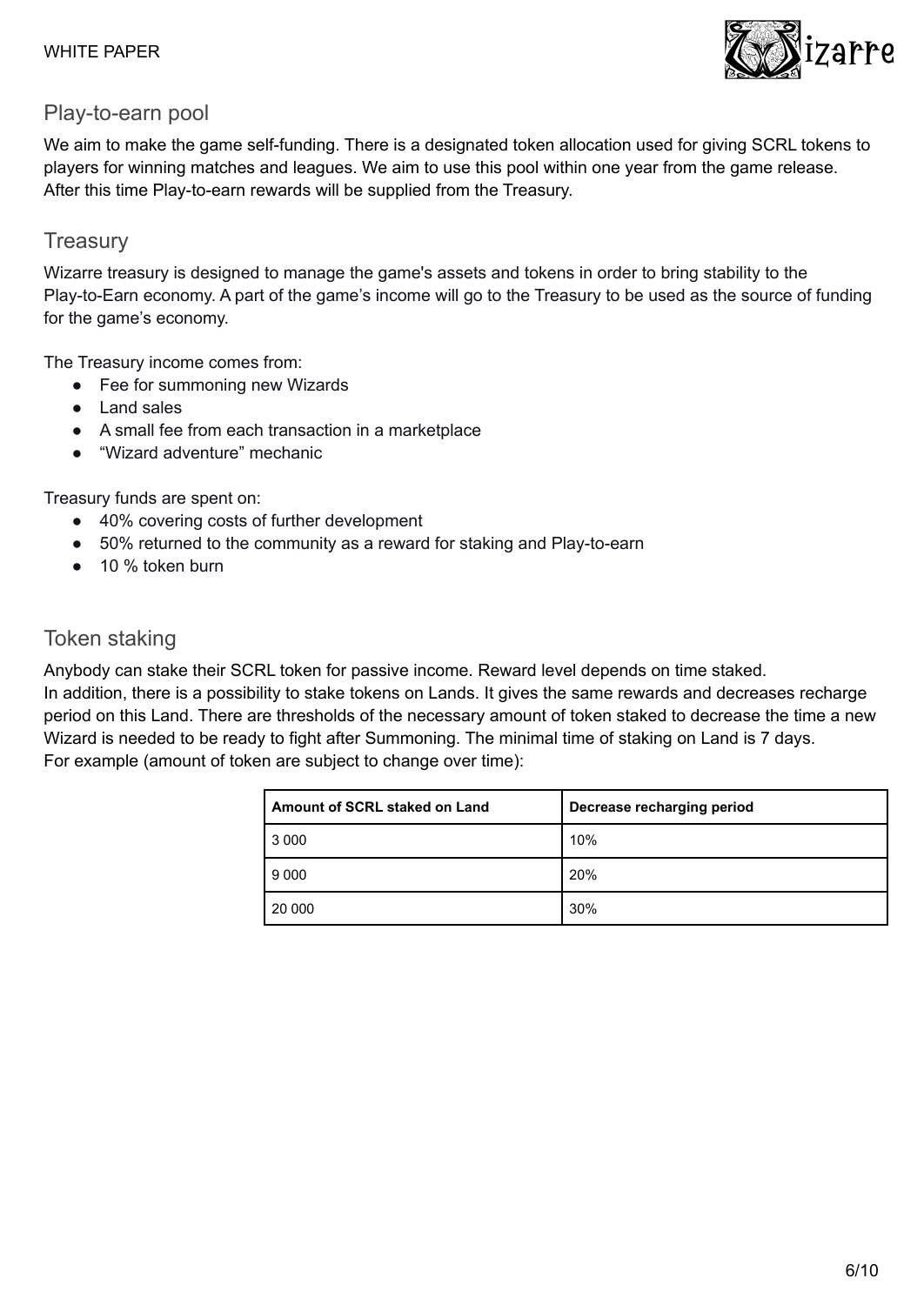## Play-to-earn pool

We aim to make the game self-funding. There is a designated token allocation used for giving SCRL tokens to players for winning matches and leagues. We aim to use this pool within one year from the game release. After this time Play-to-earn rewards will be supplied from the Treasury.

## Treasury

Wizarre treasury is designed to manage the game's assets and tokens in order to bring stability to the Play-to-Earn economy. A part of the game's income will go to the Treasury to be used as the source of funding for the game's economy.

The Treasury income comes from:

- Fee for summoning new Wizards
- Land sales
- A small fee from each transaction in a marketplace
- “Wizard adventure” mechanic

Treasury funds are spent on:

- 40% covering costs of further development
- 50% returned to the community as a reward for staking and Play-to-earn
- 10 % token burn

## Token staking

Anybody can stake their SCRL token for passive income. Reward level depends on time staked.
In addition, there is a possibility to stake tokens on Lands. It gives the same rewards and decreases recharge period on this Land. There are thresholds of the necessary amount of token staked to decrease the time a new Wizard is needed to be ready to fight after Summoning. The minimal time of staking on Land is 7 days.
For example (amount of token are subject to change over time):

| Amount of SCRL staked on Land | Decrease recharging period |
|---|---|
| 3 000 | 10% |
| 9 000 | 20% |
| 20 000 | 30% |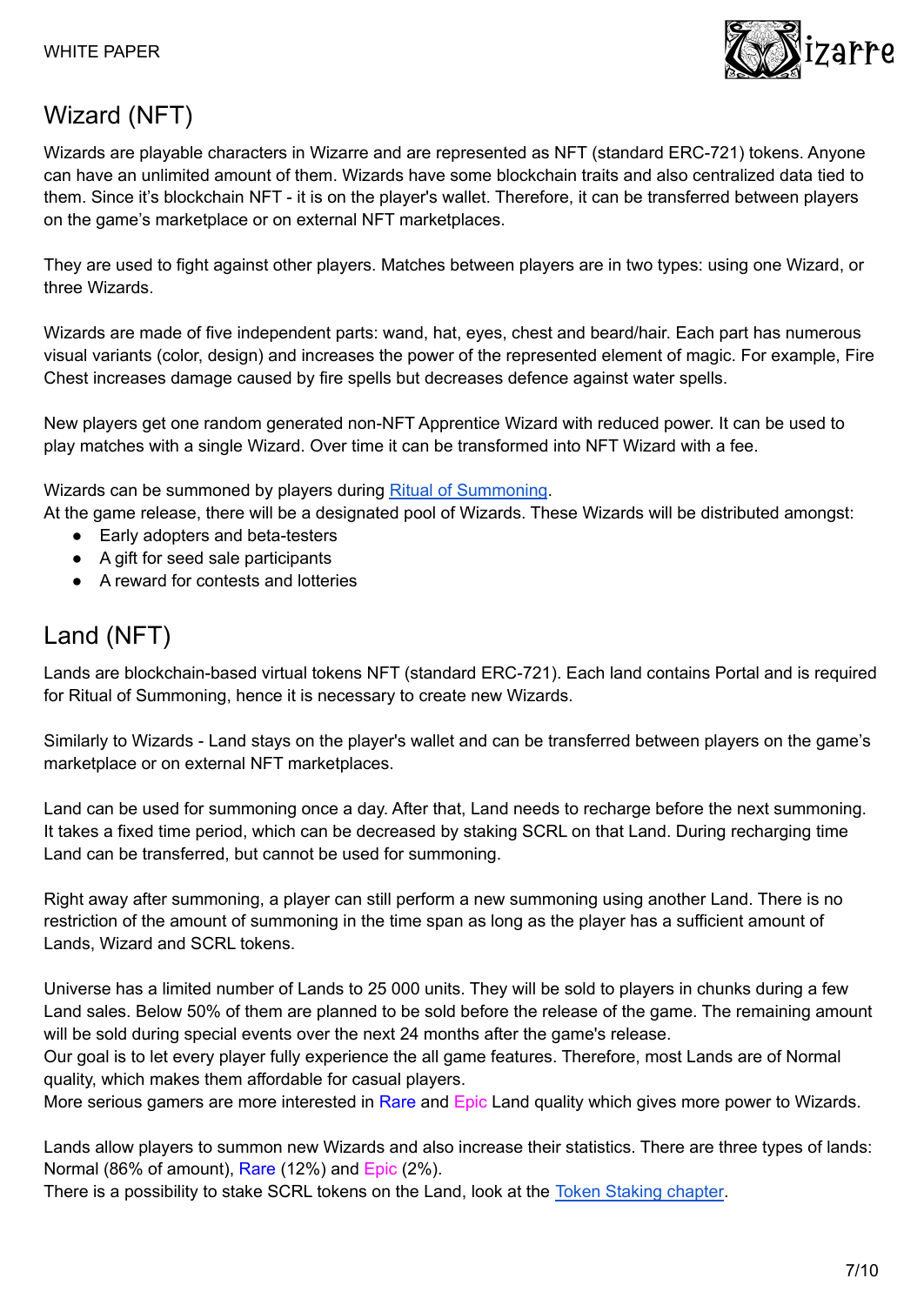# Wizard (NFT)

Wizards are playable characters in Wizarre and are represented as NFT (standard ERC-721) tokens. Anyone can have an unlimited amount of them. Wizards have some blockchain traits and also centralized data tied to them. Since it's blockchain NFT - it is on the player's wallet. Therefore, it can be transferred between players on the game's marketplace or on external NFT marketplaces.

They are used to fight against other players. Matches between players are in two types: using one Wizard, or three Wizards.

Wizards are made of five independent parts: wand, hat, eyes, chest and beard/hair. Each part has numerous visual variants (color, design) and increases the power of the represented element of magic. For example, Fire Chest increases damage caused by fire spells but decreases defence against water spells.

New players get one random generated non-NFT Apprentice Wizard with reduced power. It can be used to play matches with a single Wizard. Over time it can be transformed into NFT Wizard with a fee.

Wizards can be summoned by players during [Ritual of Summoning](#).
At the game release, there will be a designated pool of Wizards. These Wizards will be distributed amongst:

- Early adopters and beta-testers
- A gift for seed sale participants
- A reward for contests and lotteries

# Land (NFT)

Lands are blockchain-based virtual tokens NFT (standard ERC-721). Each land contains Portal and is required for Ritual of Summoning, hence it is necessary to create new Wizards.

Similarly to Wizards - Land stays on the player's wallet and can be transferred between players on the game's marketplace or on external NFT marketplaces.

Land can be used for summoning once a day. After that, Land needs to recharge before the next summoning. It takes a fixed time period, which can be decreased by staking SCRL on that Land. During recharging time Land can be transferred, but cannot be used for summoning.

Right away after summoning, a player can still perform a new summoning using another Land. There is no restriction of the amount of summoning in the time span as long as the player has a sufficient amount of Lands, Wizard and SCRL tokens.

Universe has a limited number of Lands to 25 000 units. They will be sold to players in chunks during a few Land sales. Below 50% of them are planned to be sold before the release of the game. The remaining amount will be sold during special events over the next 24 months after the game's release.
Our goal is to let every player fully experience the all game features. Therefore, most Lands are of Normal quality, which makes them affordable for casual players.
More serious gamers are more interested in Rare and Epic Land quality which gives more power to Wizards.

Lands allow players to summon new Wizards and also increase their statistics. There are three types of lands: Normal (86% of amount), Rare (12%) and Epic (2%).
There is a possibility to stake SCRL tokens on the Land, look at the [Token Staking chapter](#).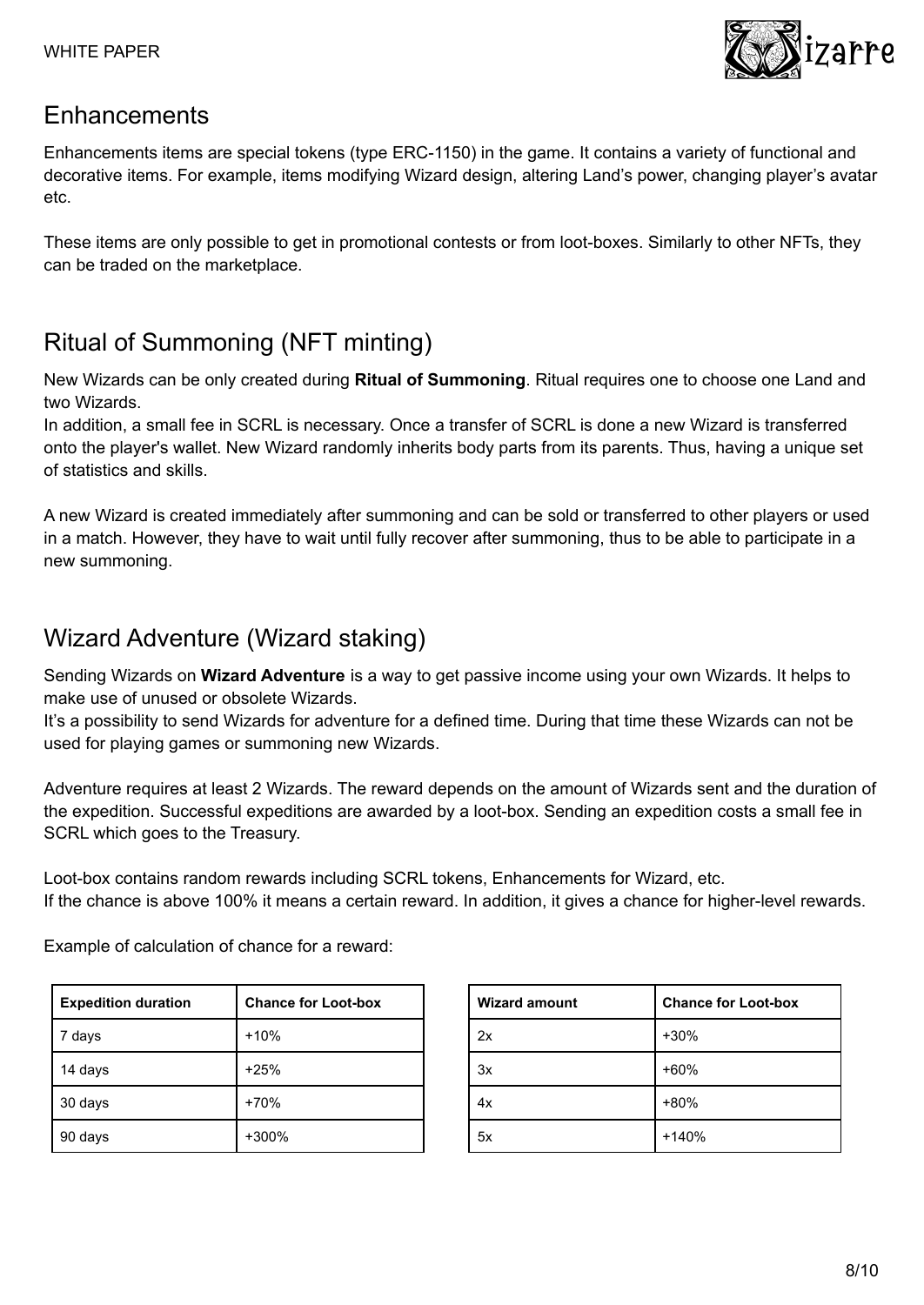## Enhancements

Enhancements items are special tokens (type ERC-1150) in the game. It contains a variety of functional and decorative items. For example, items modifying Wizard design, altering Land's power, changing player's avatar etc.

These items are only possible to get in promotional contests or from loot-boxes. Similarly to other NFTs, they can be traded on the marketplace.

## Ritual of Summoning (NFT minting)

New Wizards can be only created during **Ritual of Summoning**. Ritual requires one to choose one Land and two Wizards.
In addition, a small fee in SCRL is necessary. Once a transfer of SCRL is done a new Wizard is transferred onto the player's wallet. New Wizard randomly inherits body parts from its parents. Thus, having a unique set of statistics and skills.

A new Wizard is created immediately after summoning and can be sold or transferred to other players or used in a match. However, they have to wait until fully recover after summoning, thus to be able to participate in a new summoning.

## Wizard Adventure (Wizard staking)

Sending Wizards on **Wizard Adventure** is a way to get passive income using your own Wizards. It helps to make use of unused or obsolete Wizards.
It's a possibility to send Wizards for adventure for a defined time. During that time these Wizards can not be used for playing games or summoning new Wizards.

Adventure requires at least 2 Wizards. The reward depends on the amount of Wizards sent and the duration of the expedition. Successful expeditions are awarded by a loot-box. Sending an expedition costs a small fee in SCRL which goes to the Treasury.

Loot-box contains random rewards including SCRL tokens, Enhancements for Wizard, etc.
If the chance is above 100% it means a certain reward. In addition, it gives a chance for higher-level rewards.

Example of calculation of chance for a reward:

| Expedition duration | Chance for Loot-box |
|---|---|
| 7 days | +10% |
| 14 days | +25% |
| 30 days | +70% |
| 90 days | +300% |

| Wizard amount | Chance for Loot-box |
|---|---|
| 2x | +30% |
| 3x | +60% |
| 4x | +80% |
| 5x | +140% |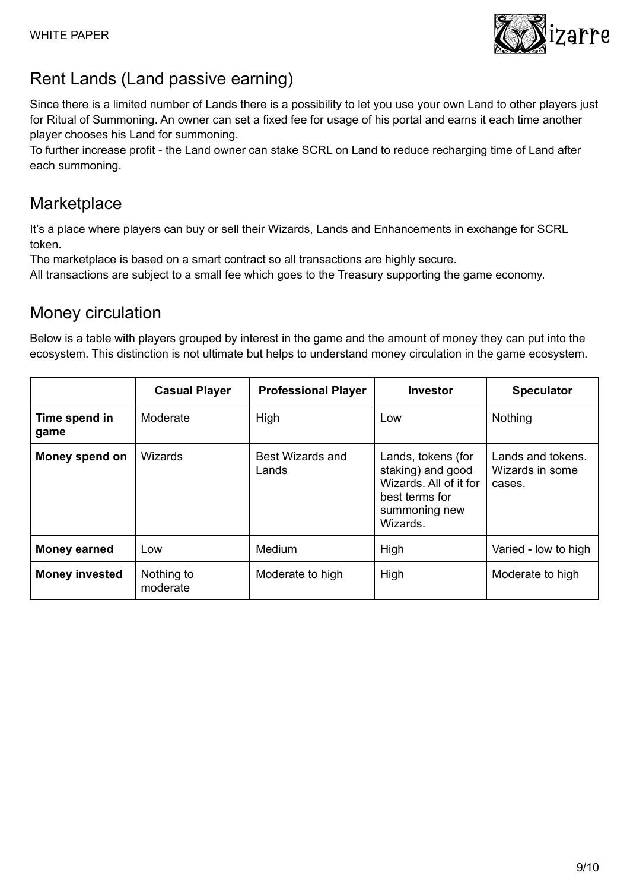## Rent Lands (Land passive earning)

Since there is a limited number of Lands there is a possibility to let you use your own Land to other players just for Ritual of Summoning. An owner can set a fixed fee for usage of his portal and earns it each time another player chooses his Land for summoning.
To further increase profit - the Land owner can stake SCRL on Land to reduce recharging time of Land after each summoning.

## Marketplace

It's a place where players can buy or sell their Wizards, Lands and Enhancements in exchange for SCRL token.
The marketplace is based on a smart contract so all transactions are highly secure.
All transactions are subject to a small fee which goes to the Treasury supporting the game economy.

## Money circulation

Below is a table with players grouped by interest in the game and the amount of money they can put into the ecosystem. This distinction is not ultimate but helps to understand money circulation in the game ecosystem.

| | Casual Player | Professional Player | Investor | Speculator |
|---|---|---|---|---|
| **Time spend in game** | Moderate | High | Low | Nothing |
| **Money spend on** | Wizards | Best Wizards and Lands | Lands, tokens (for staking) and good Wizards. All of it for best terms for summoning new Wizards. | Lands and tokens. Wizards in some cases. |
| **Money earned** | Low | Medium | High | Varied - low to high |
| **Money invested** | Nothing to moderate | Moderate to high | High | Moderate to high |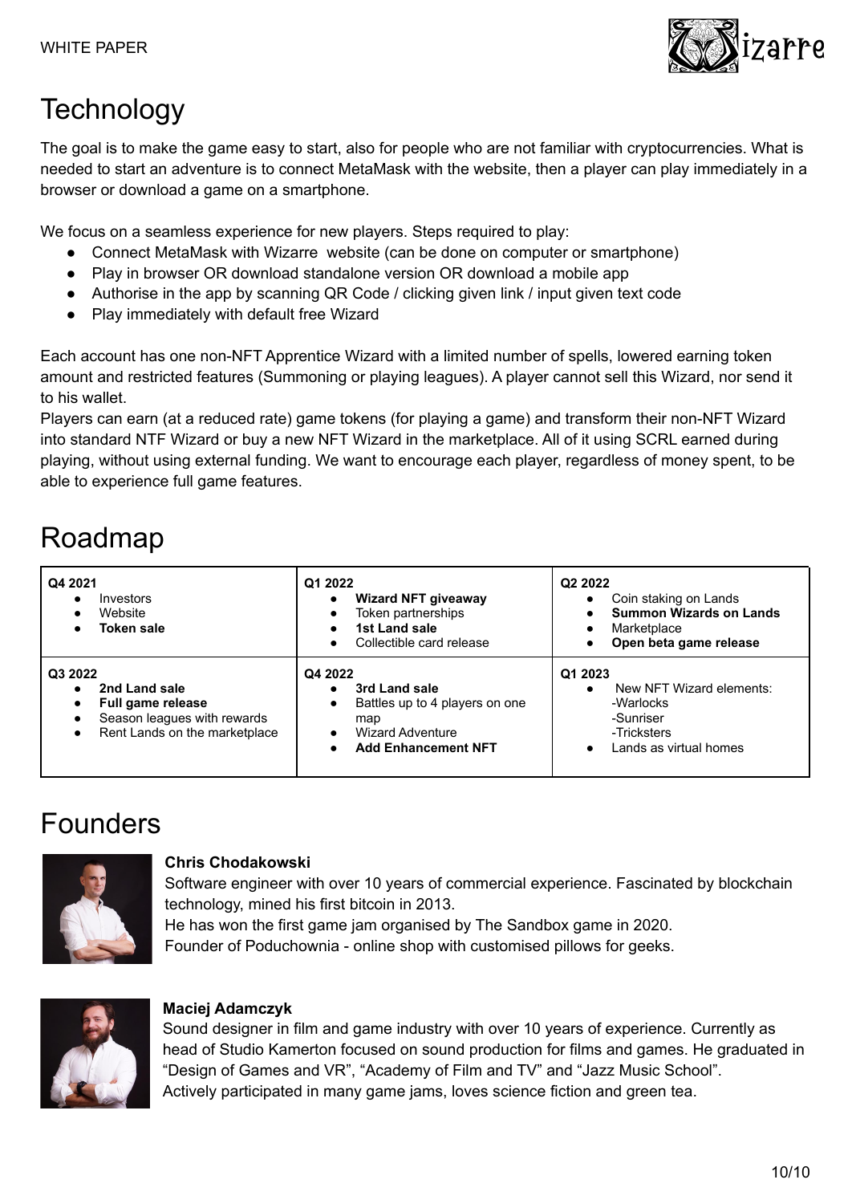# Technology

The goal is to make the game easy to start, also for people who are not familiar with cryptocurrencies. What is needed to start an adventure is to connect MetaMask with the website, then a player can play immediately in a browser or download a game on a smartphone.

We focus on a seamless experience for new players. Steps required to play:

- Connect MetaMask with Wizarre website (can be done on computer or smartphone)
- Play in browser OR download standalone version OR download a mobile app
- Authorise in the app by scanning QR Code / clicking given link / input given text code
- Play immediately with default free Wizard

Each account has one non-NFT Apprentice Wizard with a limited number of spells, lowered earning token amount and restricted features (Summoning or playing leagues). A player cannot sell this Wizard, nor send it to his wallet.
Players can earn (at a reduced rate) game tokens (for playing a game) and transform their non-NFT Wizard into standard NTF Wizard or buy a new NFT Wizard in the marketplace. All of it using SCRL earned during playing, without using external funding. We want to encourage each player, regardless of money spent, to be able to experience full game features.

# Roadmap

| | | |
|---|---|---|
| **Q4 2021**<br>• Investors<br>• Website<br>• **Token sale** | **Q1 2022**<br>• **Wizard NFT giveaway**<br>• Token partnerships<br>• **1st Land sale**<br>• Collectible card release | **Q2 2022**<br>• Coin staking on Lands<br>• **Summon Wizards on Lands**<br>• Marketplace<br>• **Open beta game release** |
| **Q3 2022**<br>• **2nd Land sale**<br>• **Full game release**<br>• Season leagues with rewards<br>• Rent Lands on the marketplace | **Q4 2022**<br>• **3rd Land sale**<br>• Battles up to 4 players on one map<br>• Wizard Adventure<br>• **Add Enhancement NFT** | **Q1 2023**<br>• New NFT Wizard elements:<br>-Warlocks<br>-Sunriser<br>-Tricksters<br>• Lands as virtual homes |

# Founders

**Chris Chodakowski**
Software engineer with over 10 years of commercial experience. Fascinated by blockchain technology, mined his first bitcoin in 2013.
He has won the first game jam organised by The Sandbox game in 2020.
Founder of Poduchownia - online shop with customised pillows for geeks.

**Maciej Adamczyk**
Sound designer in film and game industry with over 10 years of experience. Currently as head of Studio Kamerton focused on sound production for films and games. He graduated in "Design of Games and VR", "Academy of Film and TV" and "Jazz Music School".
Actively participated in many game jams, loves science fiction and green tea.